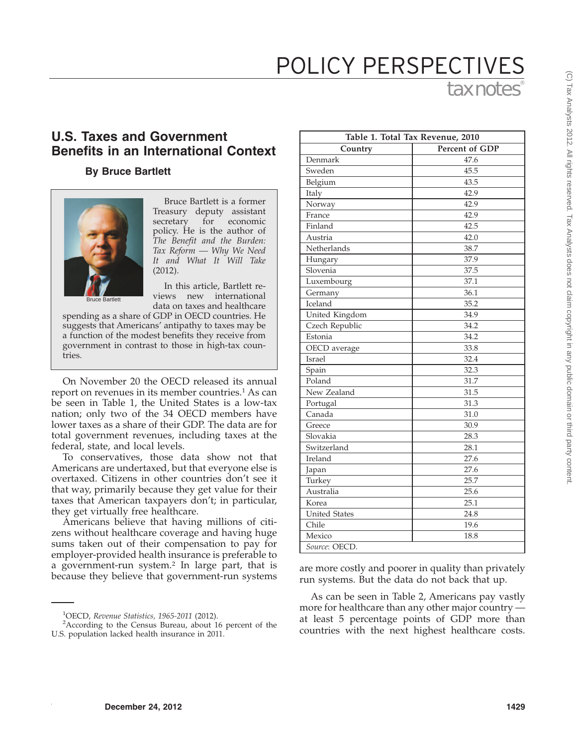# U.S. Taxes and Government Benefits in an International Context

### By Bruce Bartlett

Bruce Bartlett

Bruce Bartlett is a former Treasury deputy assistant secretary for economic policy. He is the author of *The Benefit and the Burden: Tax Reform — Why We Need It and What It Will Take* (2012).

In this article, Bartlett reviews new international data on taxes and healthcare spending as a share of GDP in OECD countries. He suggests that Americans' antipathy to taxes may be a function of the modest benefits they receive from government in contrast to those in high-tax countries.

On November 20 the OECD released its annual report on revenues in its member countries.[1] As can be seen in Table 1, the United States is a low-tax nation; only two of the 34 OECD members have lower taxes as a share of their GDP. The data are for total government revenues, including taxes at the federal, state, and local levels.

To conservatives, those data show not that Americans are undertaxed, but that everyone else is overtaxed. Citizens in other countries don't see it that way, primarily because they get value for their taxes that American taxpayers don't; in particular, they get virtually free healthcare.

Americans believe that having millions of citizens without healthcare coverage and having huge sums taken out of their compensation to pay for employer-provided health insurance is preferable to a government-run system.[2] In large part, that is because they believe that government-run systems are more costly and poorer in quality than privately run systems. But the data do not back that up.

| Table 1. Total Tax Revenue, 2010 | |
|---|---|
| Country | Percent of GDP |
| Denmark | 47.6 |
| Sweden | 45.5 |
| Belgium | 43.5 |
| Italy | 42.9 |
| Norway | 42.9 |
| France | 42.9 |
| Finland | 42.5 |
| Austria | 42.0 |
| Netherlands | 38.7 |
| Hungary | 37.9 |
| Slovenia | 37.5 |
| Luxembourg | 37.1 |
| Germany | 36.1 |
| Iceland | 35.2 |
| United Kingdom | 34.9 |
| Czech Republic | 34.2 |
| Estonia | 34.2 |
| OECD average | 33.8 |
| Israel | 32.4 |
| Spain | 32.3 |
| Poland | 31.7 |
| New Zealand | 31.5 |
| Portugal | 31.3 |
| Canada | 31.0 |
| Greece | 30.9 |
| Slovakia | 28.3 |
| Switzerland | 28.1 |
| Ireland | 27.6 |
| Japan | 27.6 |
| Turkey | 25.7 |
| Australia | 25.6 |
| Korea | 25.1 |
| United States | 24.8 |
| Chile | 19.6 |
| Mexico | 18.8 |

*Source*: OECD.

As can be seen in Table 2, Americans pay vastly more for healthcare than any other major country — at least 5 percentage points of GDP more than countries with the next highest healthcare costs.

---

[1] OECD, *Revenue Statistics, 1965-2011* (2012).

[2] According to the Census Bureau, about 16 percent of the U.S. population lacked health insurance in 2011.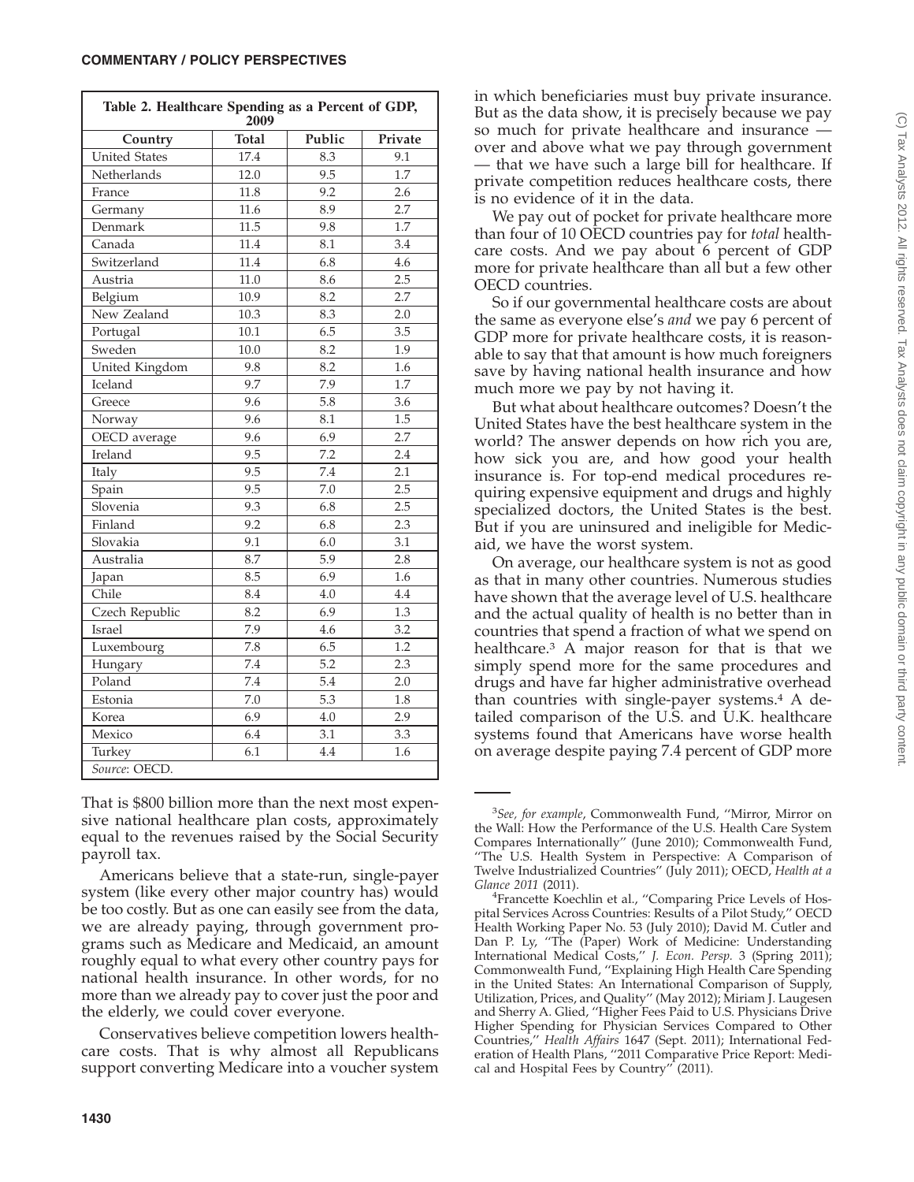**Table 2. Healthcare Spending as a Percent of GDP, 2009**

| Country | Total | Public | Private |
|---|---|---|---|
| United States | 17.4 | 8.3 | 9.1 |
| Netherlands | 12.0 | 9.5 | 1.7 |
| France | 11.8 | 9.2 | 2.6 |
| Germany | 11.6 | 8.9 | 2.7 |
| Denmark | 11.5 | 9.8 | 1.7 |
| Canada | 11.4 | 8.1 | 3.4 |
| Switzerland | 11.4 | 6.8 | 4.6 |
| Austria | 11.0 | 8.6 | 2.5 |
| Belgium | 10.9 | 8.2 | 2.7 |
| New Zealand | 10.3 | 8.3 | 2.0 |
| Portugal | 10.1 | 6.5 | 3.5 |
| Sweden | 10.0 | 8.2 | 1.9 |
| United Kingdom | 9.8 | 8.2 | 1.6 |
| Iceland | 9.7 | 7.9 | 1.7 |
| Greece | 9.6 | 5.8 | 3.6 |
| Norway | 9.6 | 8.1 | 1.5 |
| OECD average | 9.6 | 6.9 | 2.7 |
| Ireland | 9.5 | 7.2 | 2.4 |
| Italy | 9.5 | 7.4 | 2.1 |
| Spain | 9.5 | 7.0 | 2.5 |
| Slovenia | 9.3 | 6.8 | 2.5 |
| Finland | 9.2 | 6.8 | 2.3 |
| Slovakia | 9.1 | 6.0 | 3.1 |
| Australia | 8.7 | 5.9 | 2.8 |
| Japan | 8.5 | 6.9 | 1.6 |
| Chile | 8.4 | 4.0 | 4.4 |
| Czech Republic | 8.2 | 6.9 | 1.3 |
| Israel | 7.9 | 4.6 | 3.2 |
| Luxembourg | 7.8 | 6.5 | 1.2 |
| Hungary | 7.4 | 5.2 | 2.3 |
| Poland | 7.4 | 5.4 | 2.0 |
| Estonia | 7.0 | 5.3 | 1.8 |
| Korea | 6.9 | 4.0 | 2.9 |
| Mexico | 6.4 | 3.1 | 3.3 |
| Turkey | 6.1 | 4.4 | 1.6 |

*Source*: OECD.

That is $800 billion more than the next most expensive national healthcare plan costs, approximately equal to the revenues raised by the Social Security payroll tax.

Americans believe that a state-run, single-payer system (like every other major country has) would be too costly. But as one can easily see from the data, we are already paying, through government programs such as Medicare and Medicaid, an amount roughly equal to what every other country pays for national health insurance. In other words, for no more than we already pay to cover just the poor and the elderly, we could cover everyone.

Conservatives believe competition lowers healthcare costs. That is why almost all Republicans support converting Medicare into a voucher system in which beneficiaries must buy private insurance. But as the data show, it is precisely because we pay so much for private healthcare and insurance — over and above what we pay through government — that we have such a large bill for healthcare. If private competition reduces healthcare costs, there is no evidence of it in the data.

We pay out of pocket for private healthcare more than four of 10 OECD countries pay for *total* healthcare costs. And we pay about 6 percent of GDP more for private healthcare than all but a few other OECD countries.

So if our governmental healthcare costs are about the same as everyone else's *and* we pay 6 percent of GDP more for private healthcare costs, it is reasonable to say that that amount is how much foreigners save by having national health insurance and how much more we pay by not having it.

But what about healthcare outcomes? Doesn't the United States have the best healthcare system in the world? The answer depends on how rich you are, how sick you are, and how good your health insurance is. For top-end medical procedures requiring expensive equipment and drugs and highly specialized doctors, the United States is the best. But if you are uninsured and ineligible for Medicaid, we have the worst system.

On average, our healthcare system is not as good as that in many other countries. Numerous studies have shown that the average level of U.S. healthcare and the actual quality of health is no better than in countries that spend a fraction of what we spend on healthcare.[3] A major reason for that is that we simply spend more for the same procedures and drugs and have far higher administrative overhead than countries with single-payer systems.[4] A detailed comparison of the U.S. and U.K. healthcare systems found that Americans have worse health on average despite paying 7.4 percent of GDP more

---

[3]*See, for example*, Commonwealth Fund, "Mirror, Mirror on the Wall: How the Performance of the U.S. Health Care System Compares Internationally" (June 2010); Commonwealth Fund, "The U.S. Health System in Perspective: A Comparison of Twelve Industrialized Countries" (July 2011); OECD, *Health at a Glance 2011* (2011).

[4]Francette Koechlin et al., "Comparing Price Levels of Hospital Services Across Countries: Results of a Pilot Study," OECD Health Working Paper No. 53 (July 2010); David M. Cutler and Dan P. Ly, "The (Paper) Work of Medicine: Understanding International Medical Costs," *J. Econ. Persp.* 3 (Spring 2011); Commonwealth Fund, "Explaining High Health Care Spending in the United States: An International Comparison of Supply, Utilization, Prices, and Quality" (May 2012); Miriam J. Laugesen and Sherry A. Glied, "Higher Fees Paid to U.S. Physicians Drive Higher Spending for Physician Services Compared to Other Countries," *Health Affairs* 1647 (Sept. 2011); International Federation of Health Plans, "2011 Comparative Price Report: Medical and Hospital Fees by Country" (2011).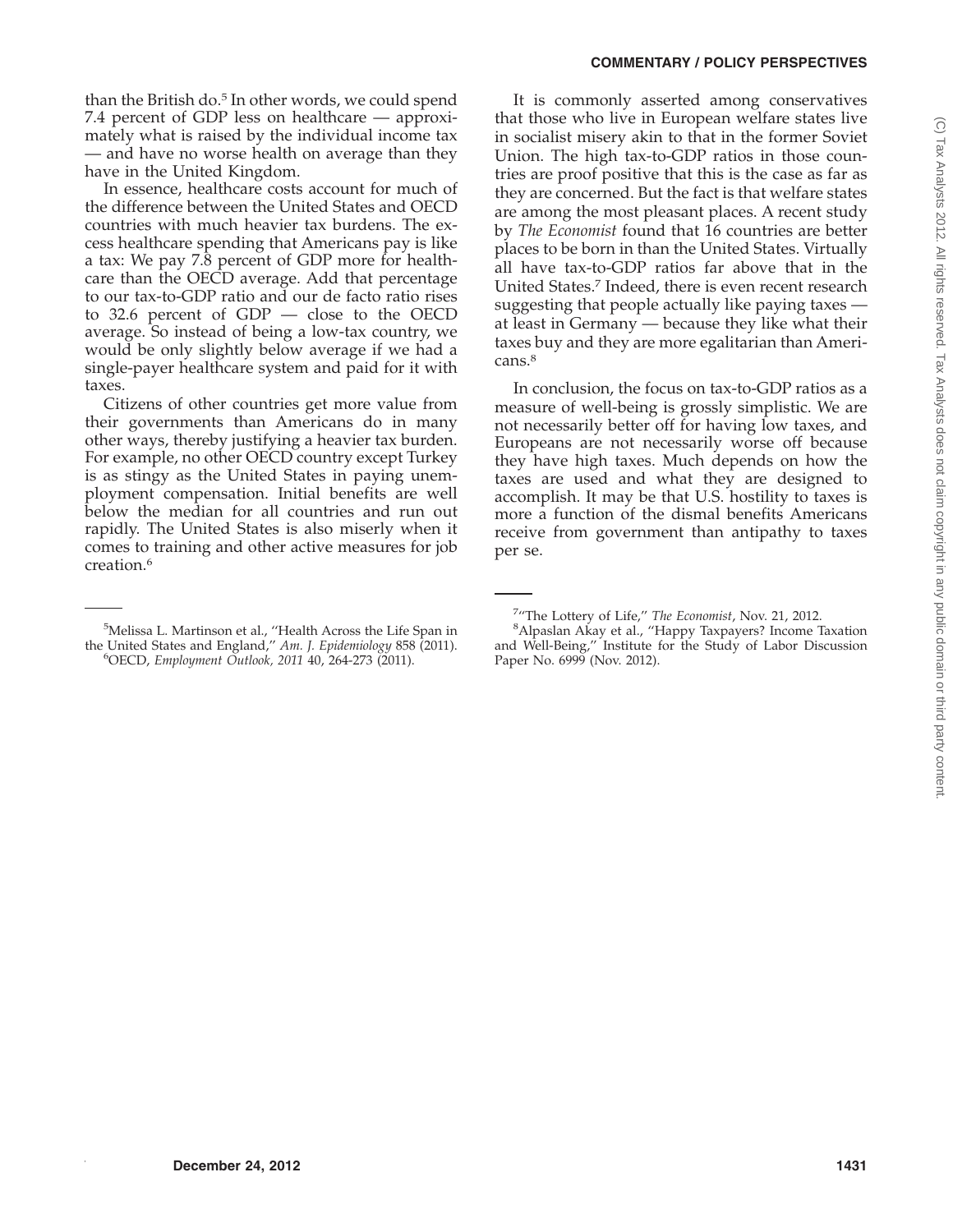than the British do.[5] In other words, we could spend 7.4 percent of GDP less on healthcare — approximately what is raised by the individual income tax — and have no worse health on average than they have in the United Kingdom.

In essence, healthcare costs account for much of the difference between the United States and OECD countries with much heavier tax burdens. The excess healthcare spending that Americans pay is like a tax: We pay 7.8 percent of GDP more for healthcare than the OECD average. Add that percentage to our tax-to-GDP ratio and our de facto ratio rises to 32.6 percent of GDP — close to the OECD average. So instead of being a low-tax country, we would be only slightly below average if we had a single-payer healthcare system and paid for it with taxes.

Citizens of other countries get more value from their governments than Americans do in many other ways, thereby justifying a heavier tax burden. For example, no other OECD country except Turkey is as stingy as the United States in paying unemployment compensation. Initial benefits are well below the median for all countries and run out rapidly. The United States is also miserly when it comes to training and other active measures for job creation.[6]

It is commonly asserted among conservatives that those who live in European welfare states live in socialist misery akin to that in the former Soviet Union. The high tax-to-GDP ratios in those countries are proof positive that this is the case as far as they are concerned. But the fact is that welfare states are among the most pleasant places. A recent study by *The Economist* found that 16 countries are better places to be born in than the United States. Virtually all have tax-to-GDP ratios far above that in the United States.[7] Indeed, there is even recent research suggesting that people actually like paying taxes — at least in Germany — because they like what their taxes buy and they are more egalitarian than Americans.[8]

In conclusion, the focus on tax-to-GDP ratios as a measure of well-being is grossly simplistic. We are not necessarily better off for having low taxes, and Europeans are not necessarily worse off because they have high taxes. Much depends on how the taxes are used and what they are designed to accomplish. It may be that U.S. hostility to taxes is more a function of the dismal benefits Americans receive from government than antipathy to taxes per se.

---

[5] Melissa L. Martinson et al., "Health Across the Life Span in the United States and England," *Am. J. Epidemiology* 858 (2011).

[6] OECD, *Employment Outlook, 2011* 40, 264-273 (2011).

[7] "The Lottery of Life," *The Economist*, Nov. 21, 2012.

[8] Alpaslan Akay et al., "Happy Taxpayers? Income Taxation and Well-Being," Institute for the Study of Labor Discussion Paper No. 6999 (Nov. 2012).